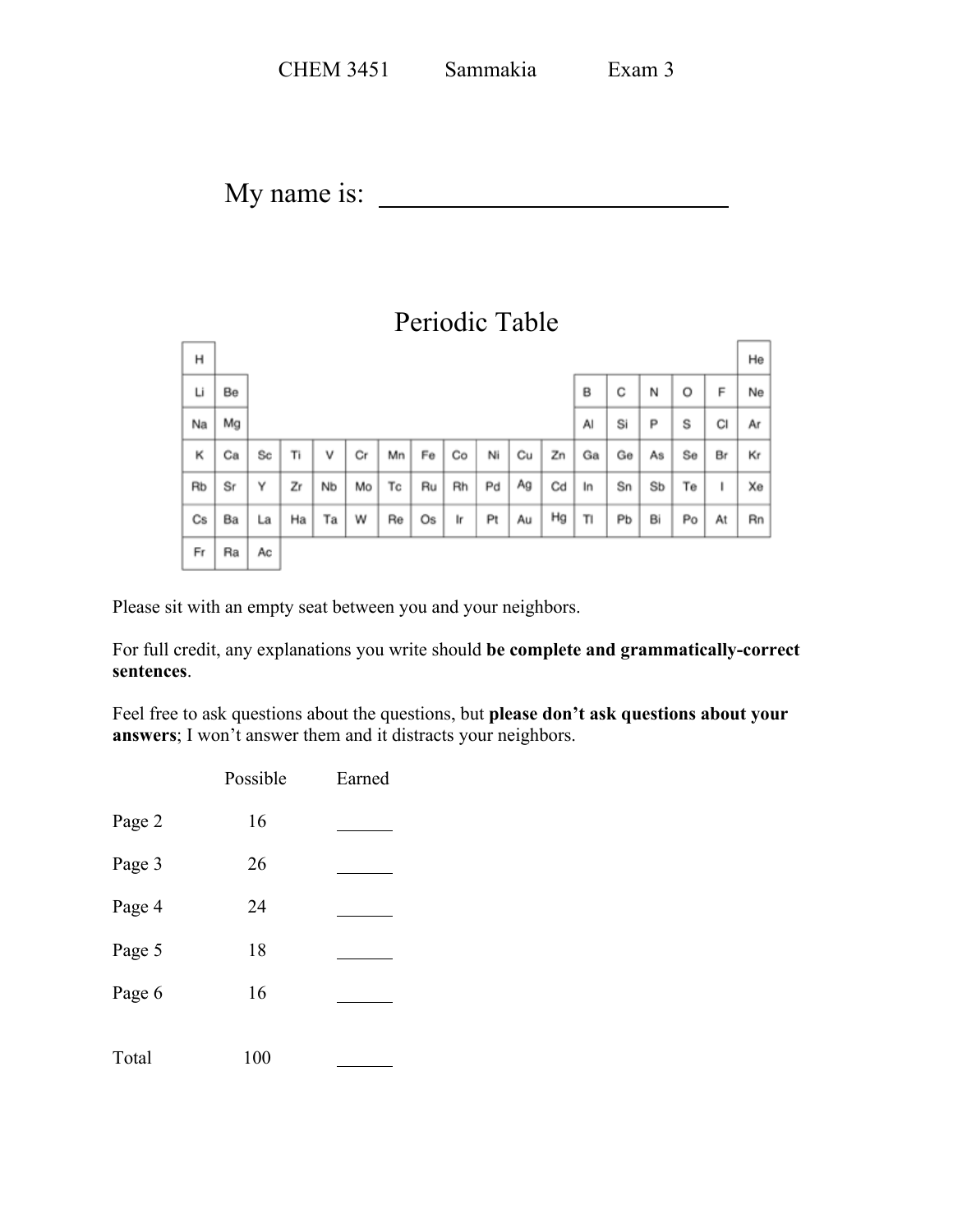CHEM 3451 Sammakia Exam 3

My name is: ___________________________

## Periodic Table

| H | | | | | | | | | | | | | | | | | He |
|---|---|---|---|---|---|---|---|---|---|---|---|---|---|---|---|---|---|
| Li | Be | | | | | | | | | | | B | C | N | O | F | Ne |
| Na | Mg | | | | | | | | | | | Al | Si | P | S | Cl | Ar |
| K | Ca | Sc | Ti | V | Cr | Mn | Fe | Co | Ni | Cu | Zn | Ga | Ge | As | Se | Br | Kr |
| Rb | Sr | Y | Zr | Nb | Mo | Tc | Ru | Rh | Pd | Ag | Cd | In | Sn | Sb | Te | I | Xe |
| Cs | Ba | La | Ha | Ta | W | Re | Os | Ir | Pt | Au | Hg | Tl | Pb | Bi | Po | At | Rn |
| Fr | Ra | Ac | | | | | | | | | | | | | | | |

Please sit with an empty seat between you and your neighbors.

For full credit, any explanations you write should **be complete and grammatically-correct sentences**.

Feel free to ask questions about the questions, but **please don't ask questions about your answers**; I won't answer them and it distracts your neighbors.

| | Possible | Earned |
|---|---|---|
| Page 2 | 16 | ______ |
| Page 3 | 26 | ______ |
| Page 4 | 24 | ______ |
| Page 5 | 18 | ______ |
| Page 6 | 16 | ______ |
| Total | 100 | ______ |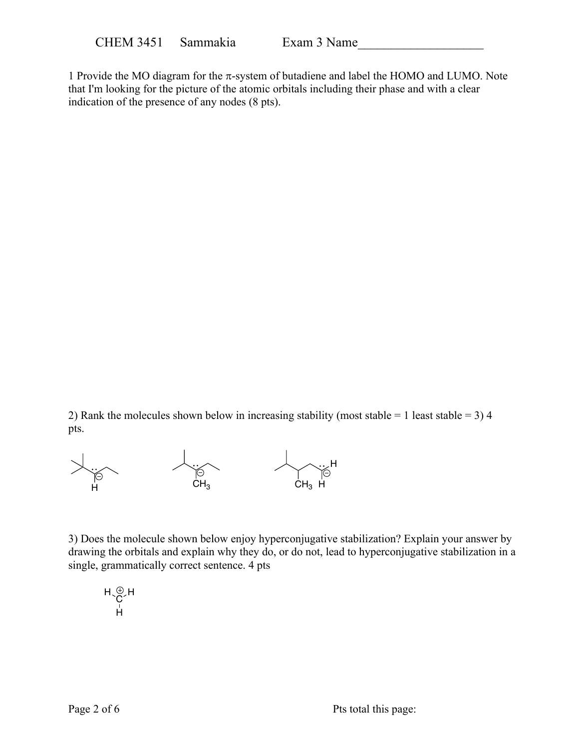CHEM 3451 Sammakia Exam 3 Name___________________

1 Provide the MO diagram for the π-system of butadiene and label the HOMO and LUMO. Note that I'm looking for the picture of the atomic orbitals including their phase and with a clear indication of the presence of any nodes (8 pts).

2) Rank the molecules shown below in increasing stability (most stable = 1 least stable = 3) 4 pts.

3) Does the molecule shown below enjoy hyperconjugative stabilization? Explain your answer by drawing the orbitals and explain why they do, or do not, lead to hyperconjugative stabilization in a single, grammatically correct sentence. 4 pts

Pts total this page: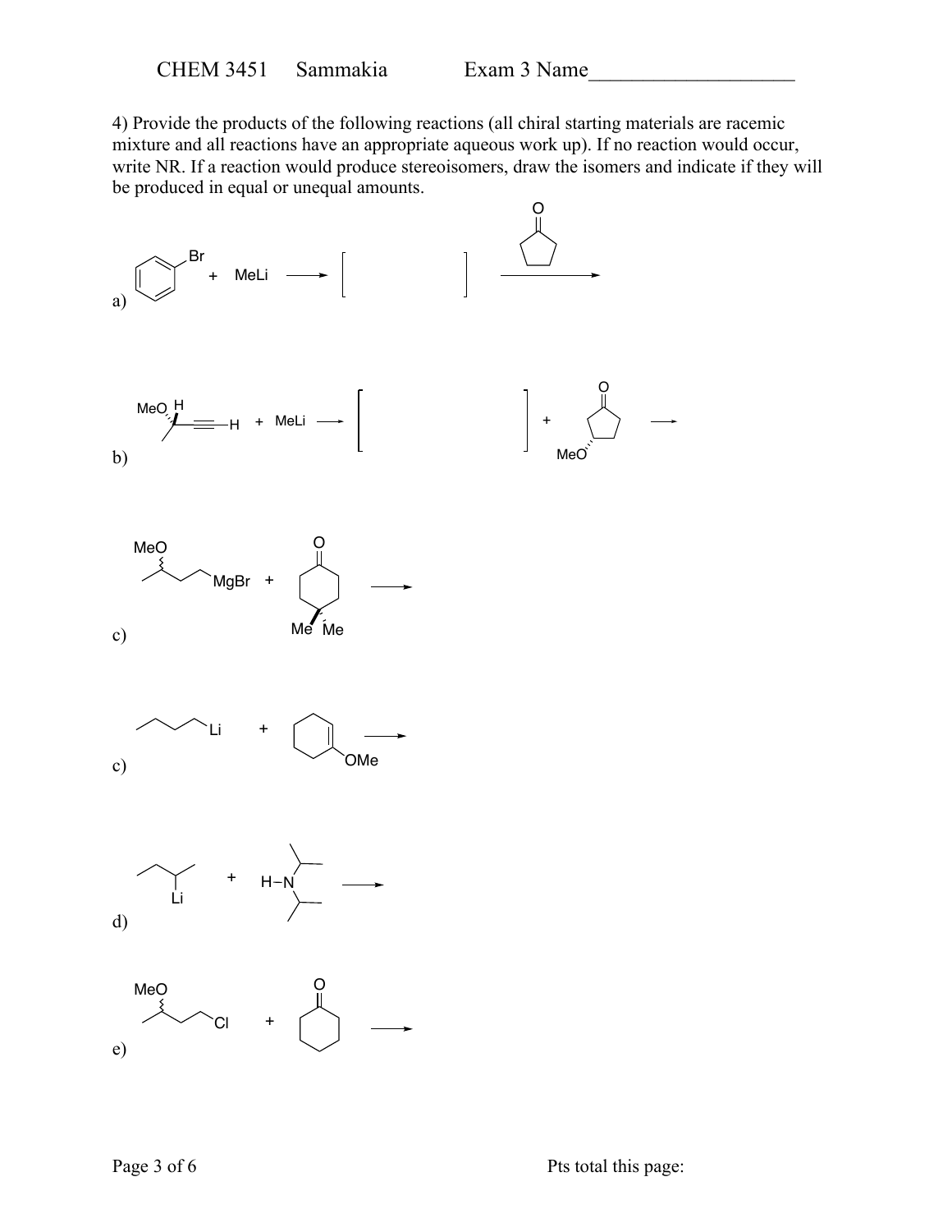4) Provide the products of the following reactions (all chiral starting materials are racemic mixture and all reactions have an appropriate aqueous work up). If no reaction would occur, write NR. If a reaction would produce stereoisomers, draw the isomers and indicate if they will be produced in equal or unequal amounts.

a) Br + MeLi → [ ] →

b) MeO H ═—H + MeLi → [ ] + MeO →

c) MeO MgBr + Me Me →

c) Li + OMe →

d) Li + H–N →

e) MeO Cl + →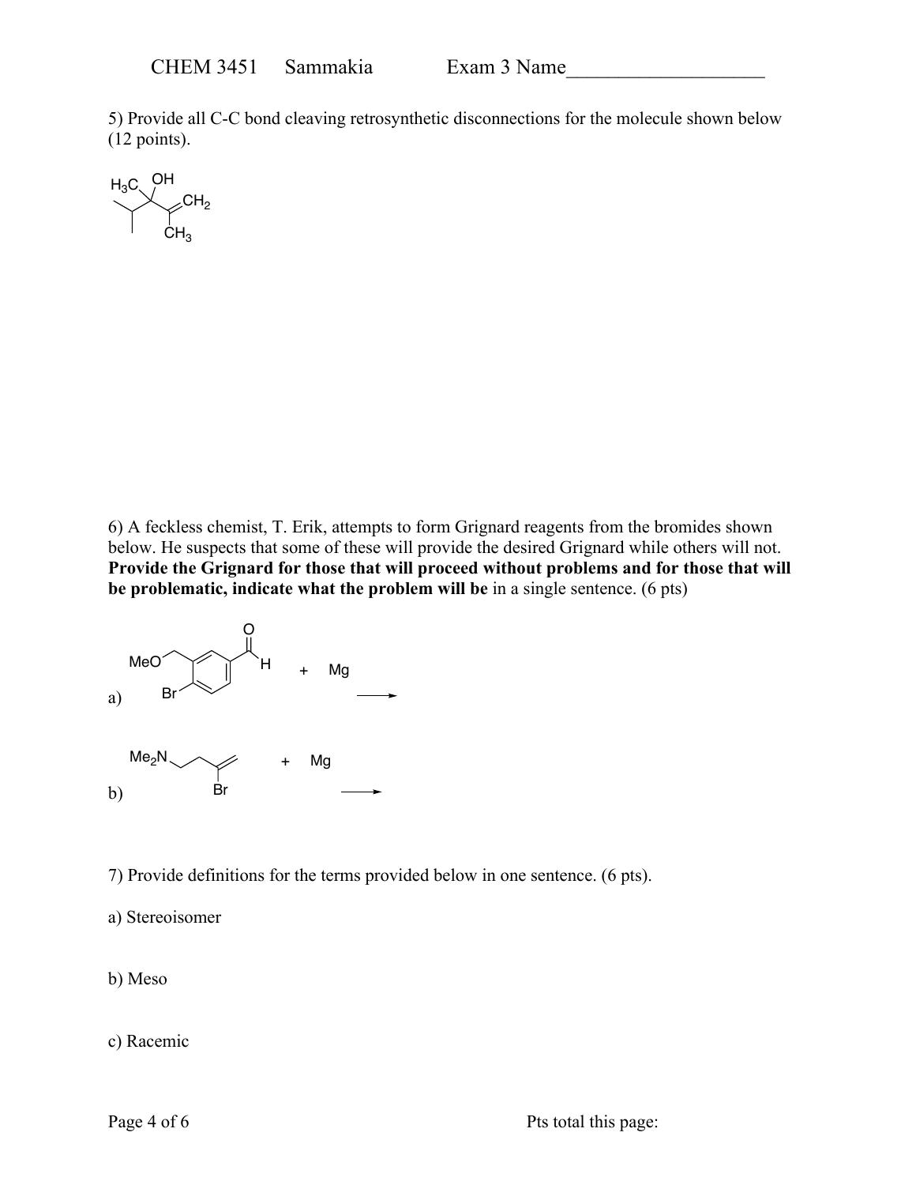5) Provide all C-C bond cleaving retrosynthetic disconnections for the molecule shown below (12 points).

6) A feckless chemist, T. Erik, attempts to form Grignard reagents from the bromides shown below. He suspects that some of these will provide the desired Grignard while others will not. **Provide the Grignard for those that will proceed without problems and for those that will be problematic, indicate what the problem will be** in a single sentence. (6 pts)

a) + Mg →

b) + Mg →

7) Provide definitions for the terms provided below in one sentence. (6 pts).

a) Stereoisomer

b) Meso

c) Racemic

Pts total this page: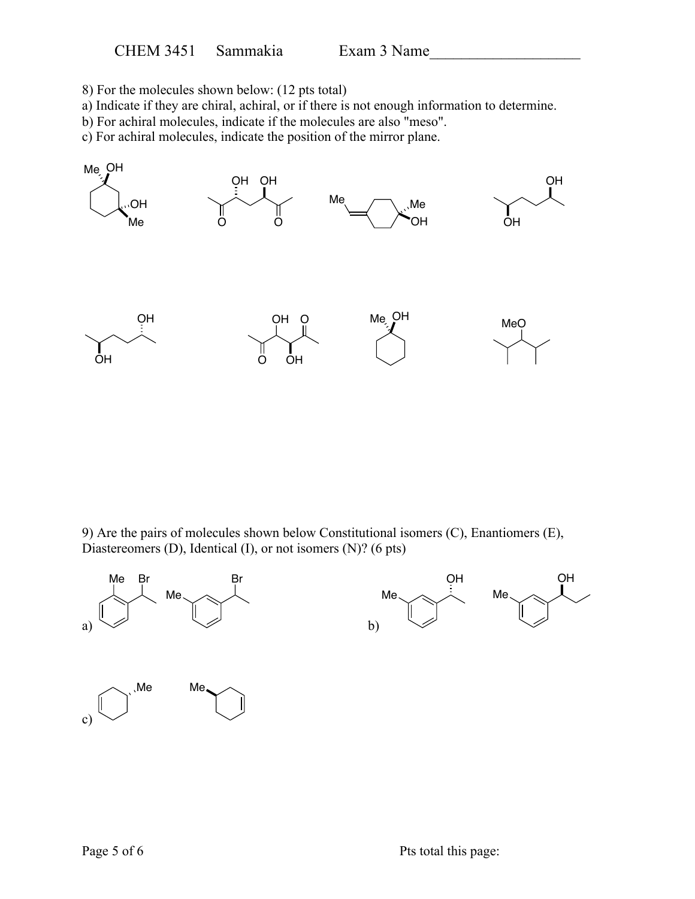8) For the molecules shown below: (12 pts total)

a) Indicate if they are chiral, achiral, or if there is not enough information to determine.

b) For achiral molecules, indicate if the molecules are also "meso".

c) For achiral molecules, indicate the position of the mirror plane.

9) Are the pairs of molecules shown below Constitutional isomers (C), Enantiomers (E), Diastereomers (D), Identical (I), or not isomers (N)? (6 pts)

a)

b)

c)

Pts total this page: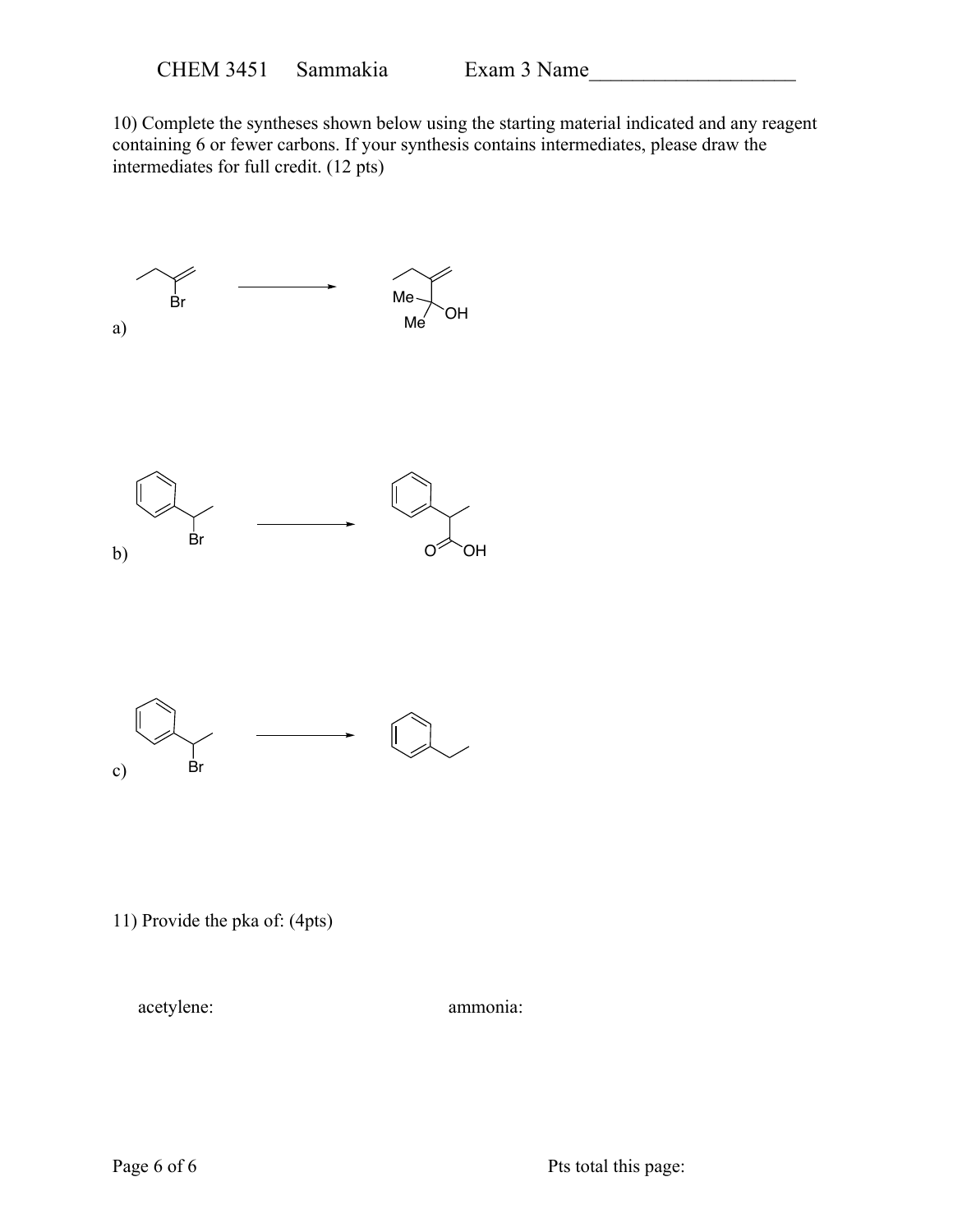10) Complete the syntheses shown below using the starting material indicated and any reagent containing 6 or fewer carbons. If your synthesis contains intermediates, please draw the intermediates for full credit. (12 pts)

a)

Br

Me

Me

OH

b)

Br

O

OH

c)

Br

11) Provide the pka of: (4pts)

acetylene:

ammonia:

Pts total this page: